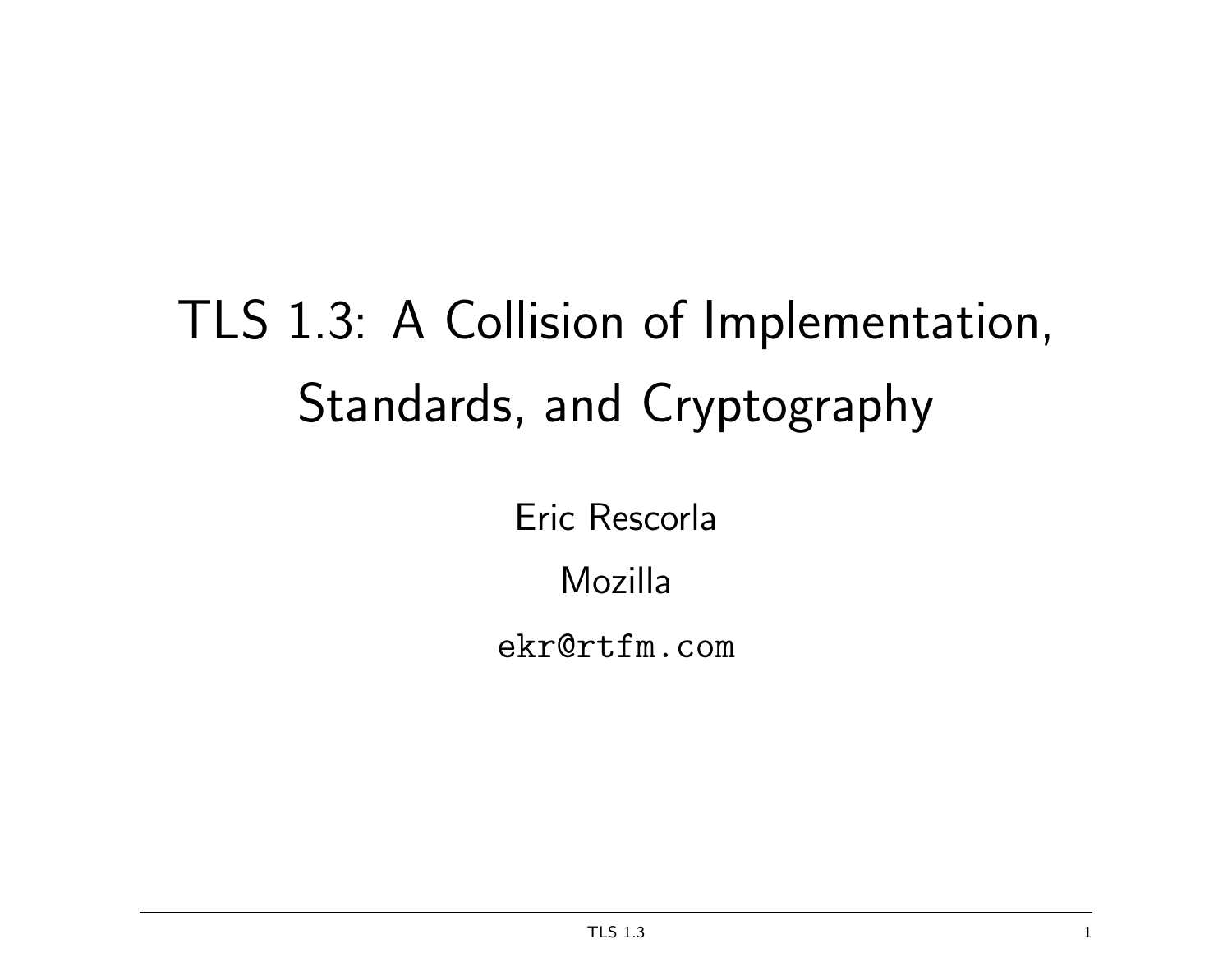# TLS 1.3: A Collision of Implementation, Standards, and Cryptography

Eric Rescorla

Mozilla

ekr@rtfm.com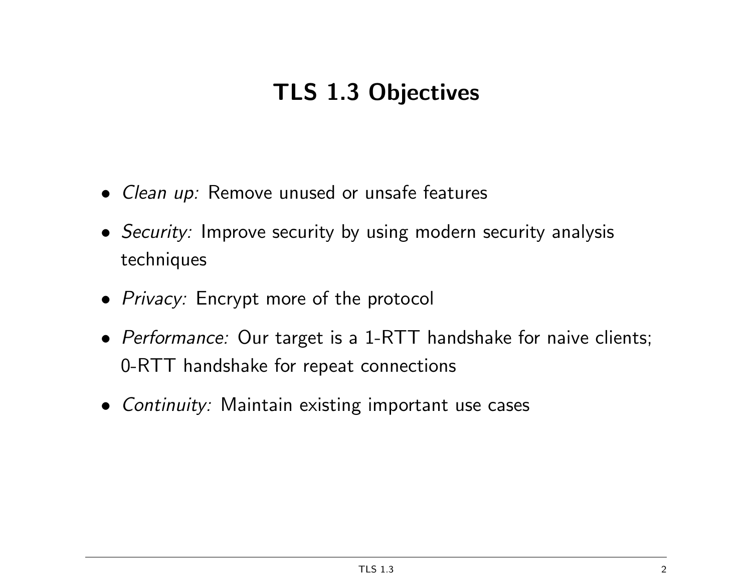# TLS 1.3 Objectives

- *Clean up:* Remove unused or unsafe features
- *Security:* Improve security by using modern security analysis techniques
- *Privacy:* Encrypt more of the protocol
- *Performance:* Our target is a 1-RTT handshake for naive clients; 0-RTT handshake for repeat connections
- *Continuity:* Maintain existing important use cases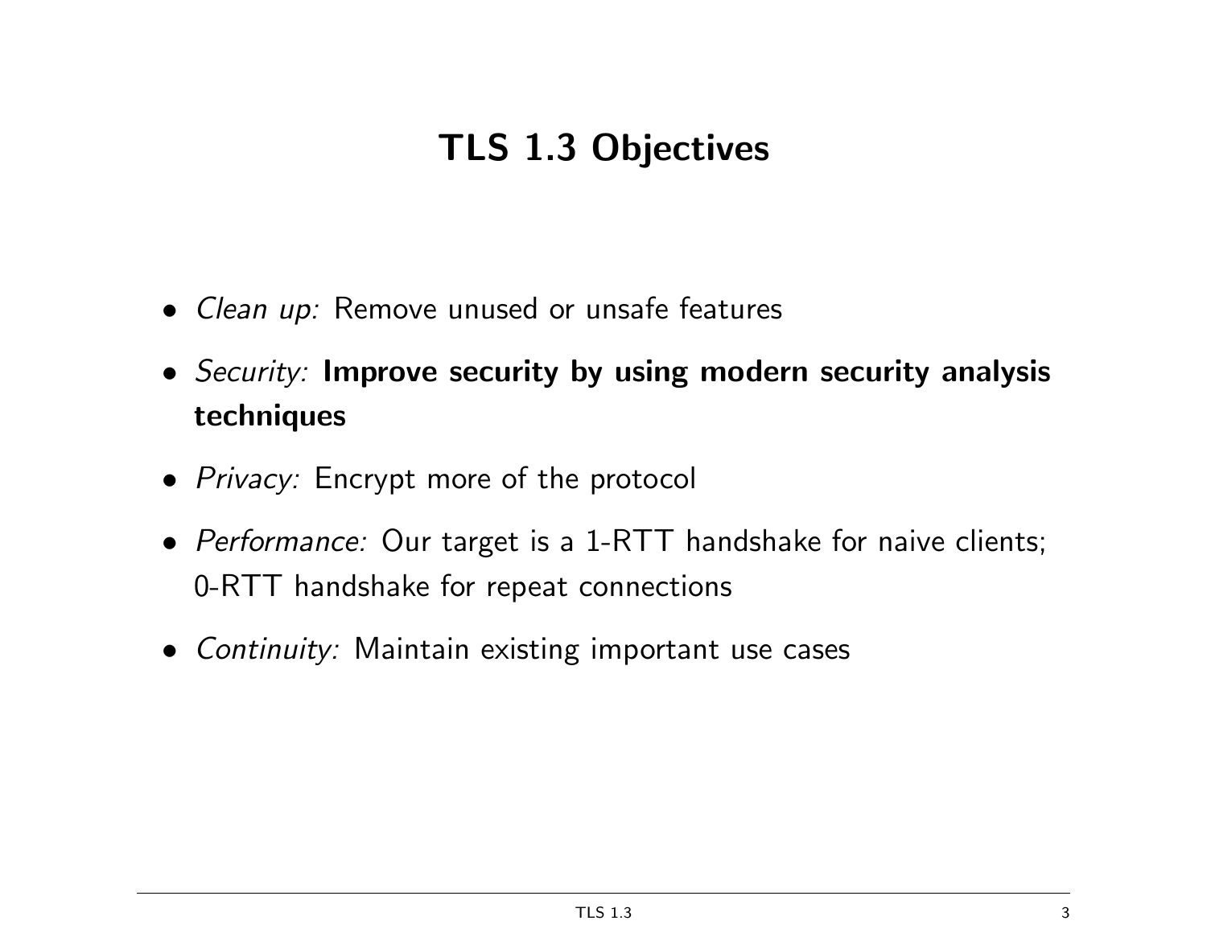# TLS 1.3 Objectives

- *Clean up:* Remove unused or unsafe features
- *Security:* **Improve security by using modern security analysis techniques**
- *Privacy:* Encrypt more of the protocol
- *Performance:* Our target is a 1-RTT handshake for naive clients; 0-RTT handshake for repeat connections
- *Continuity:* Maintain existing important use cases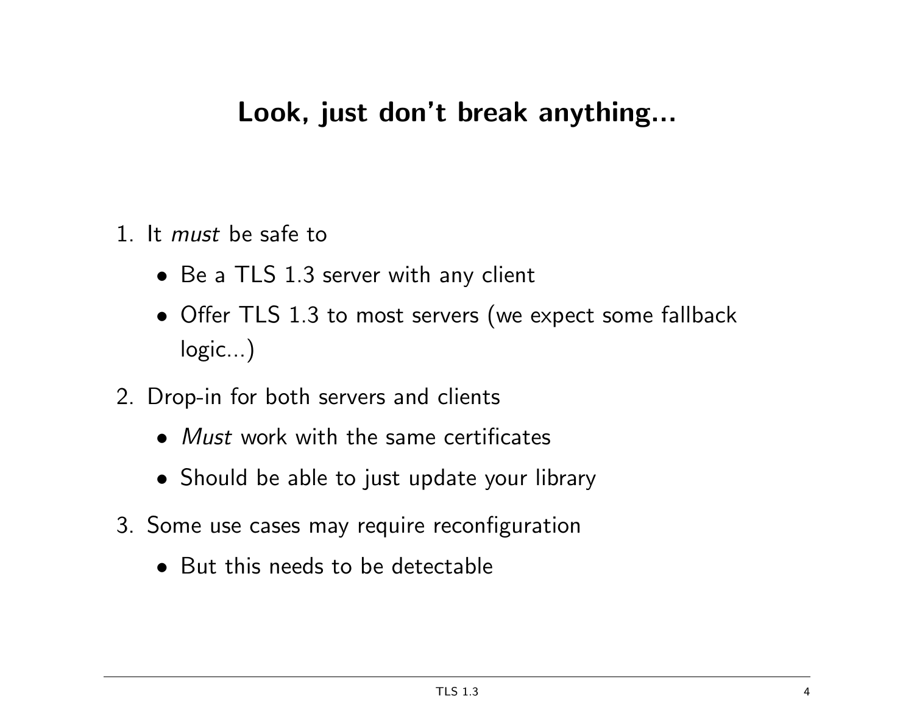## Look, just don't break anything...

1. It *must* be safe to
   - Be a TLS 1.3 server with any client
   - Offer TLS 1.3 to most servers (we expect some fallback logic...)
2. Drop-in for both servers and clients
   - *Must* work with the same certificates
   - Should be able to just update your library
3. Some use cases may require reconfiguration
   - But this needs to be detectable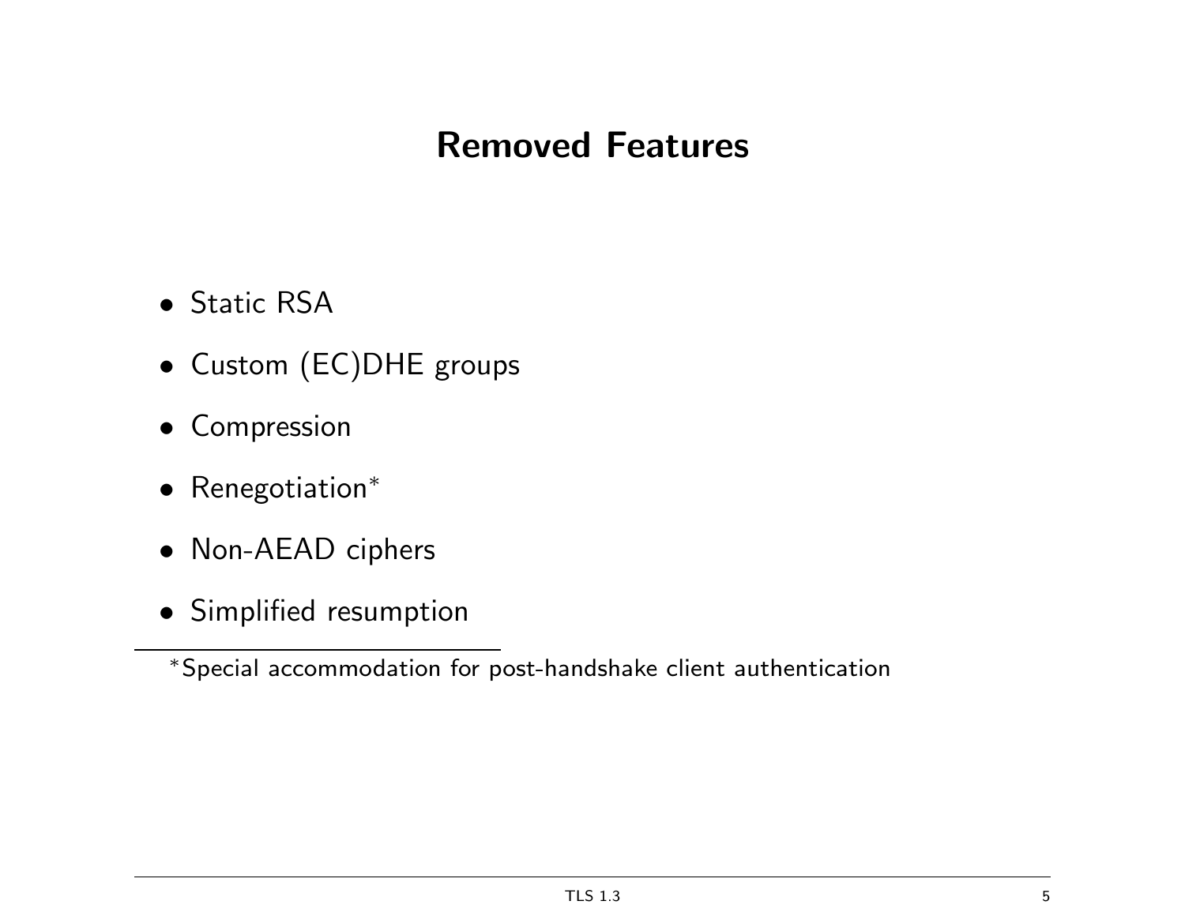# Removed Features

- Static RSA
- Custom (EC)DHE groups
- Compression
- Renegotiation*
- Non-AEAD ciphers
- Simplified resumption

---

*Special accommodation for post-handshake client authentication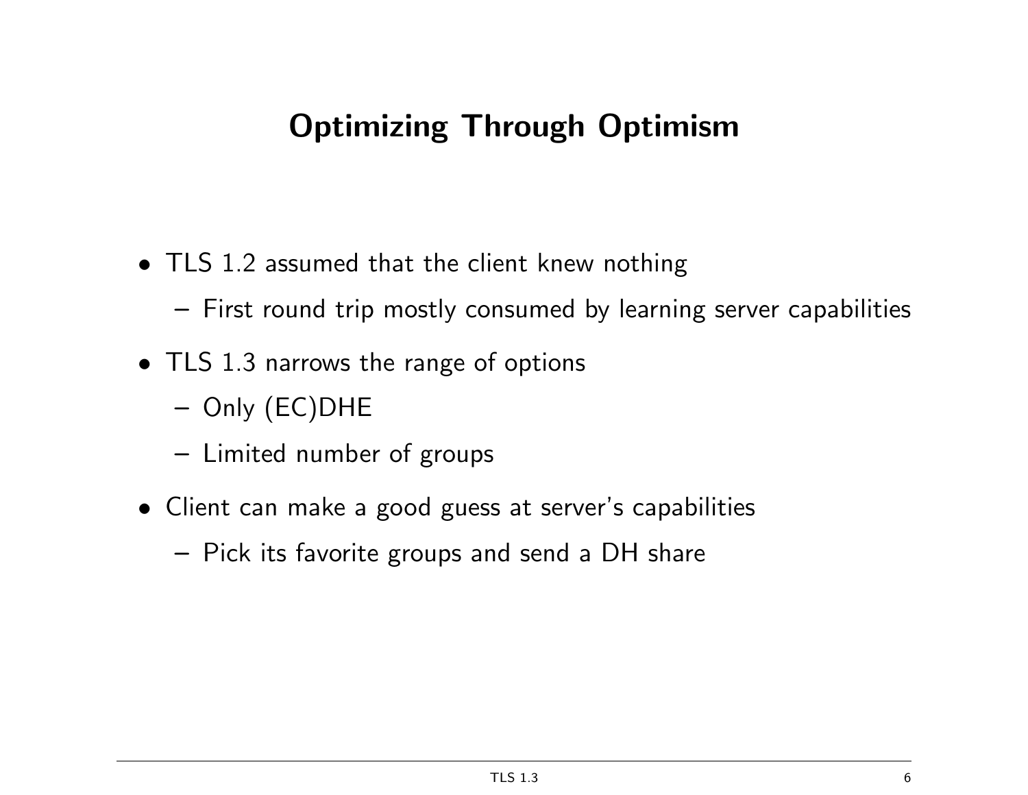# Optimizing Through Optimism

- TLS 1.2 assumed that the client knew nothing
  - First round trip mostly consumed by learning server capabilities
- TLS 1.3 narrows the range of options
  - Only (EC)DHE
  - Limited number of groups
- Client can make a good guess at server's capabilities
  - Pick its favorite groups and send a DH share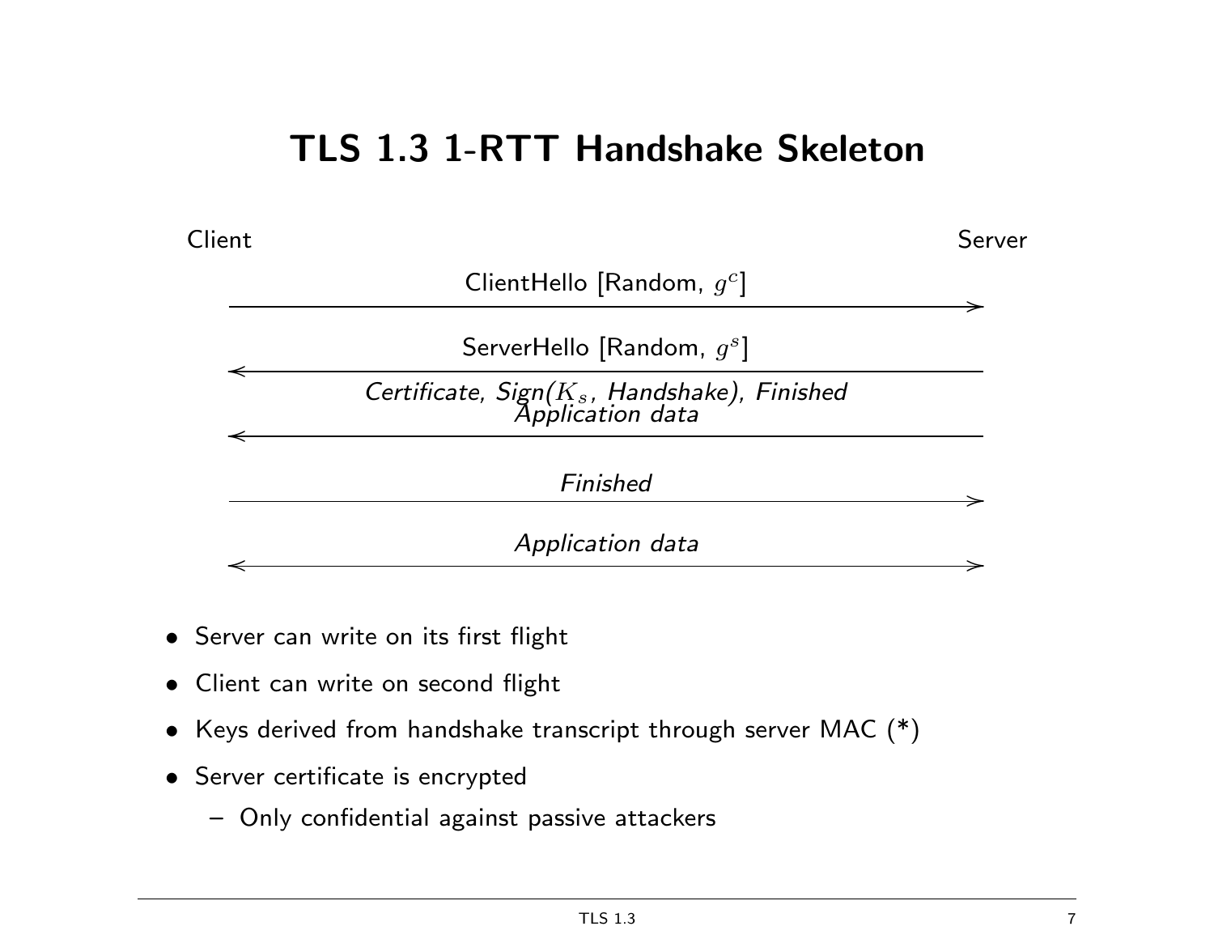# TLS 1.3 1-RTT Handshake Skeleton

Client → Server: ClientHello [Random, $g^c$]

Server → Client: ServerHello [Random, $g^s$]

Server → Client: *Certificate, Sign($K_s$, Handshake), Finished*
*Application data*

Client → Server: *Finished*

Client ↔ Server: *Application data*

- Server can write on its first flight
- Client can write on second flight
- Keys derived from handshake transcript through server MAC (*)
- Server certificate is encrypted
  - Only confidential against passive attackers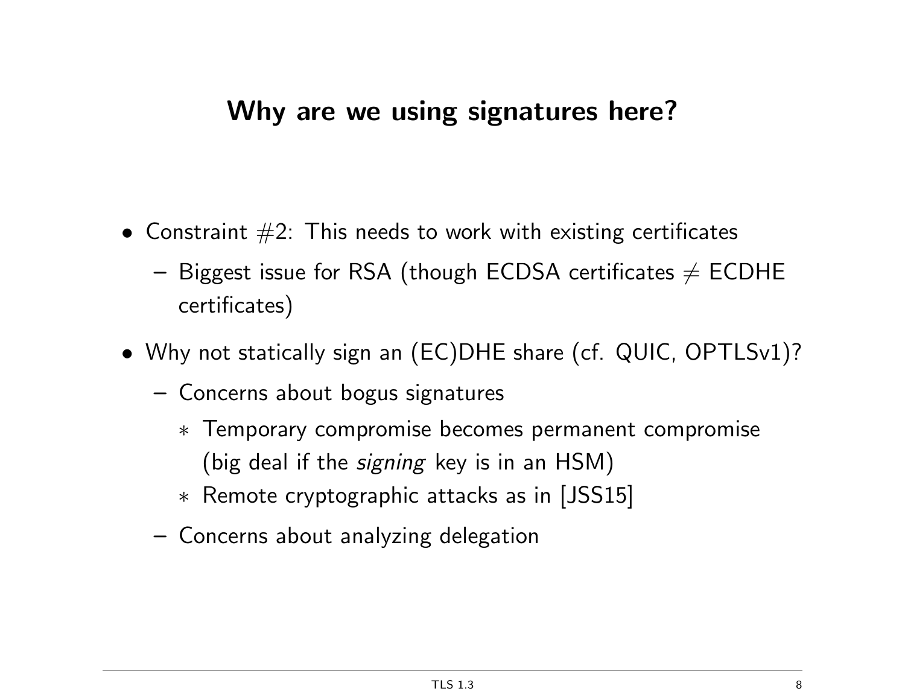# Why are we using signatures here?

- Constraint #2: This needs to work with existing certificates
  - Biggest issue for RSA (though ECDSA certificates $\neq$ ECDHE certificates)
- Why not statically sign an (EC)DHE share (cf. QUIC, OPTLSv1)?
  - Concerns about bogus signatures
    - Temporary compromise becomes permanent compromise (big deal if the *signing* key is in an HSM)
    - Remote cryptographic attacks as in [JSS15]
  - Concerns about analyzing delegation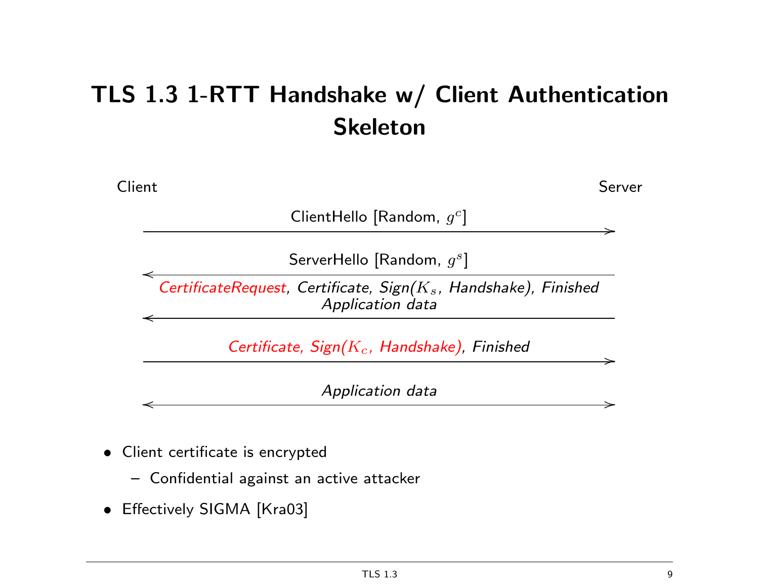# TLS 1.3 1-RTT Handshake w/ Client Authentication Skeleton

Client → Server: ClientHello [Random, $g^c$]

Server → Client: ServerHello [Random, $g^s$]

Server → Client: *CertificateRequest, Certificate, Sign($K_s$, Handshake), Finished*
*Application data*

Client → Server: *Certificate, Sign($K_c$, Handshake), Finished*

Client ↔ Server: *Application data*

- Client certificate is encrypted
  - Confidential against an active attacker
- Effectively SIGMA [Kra03]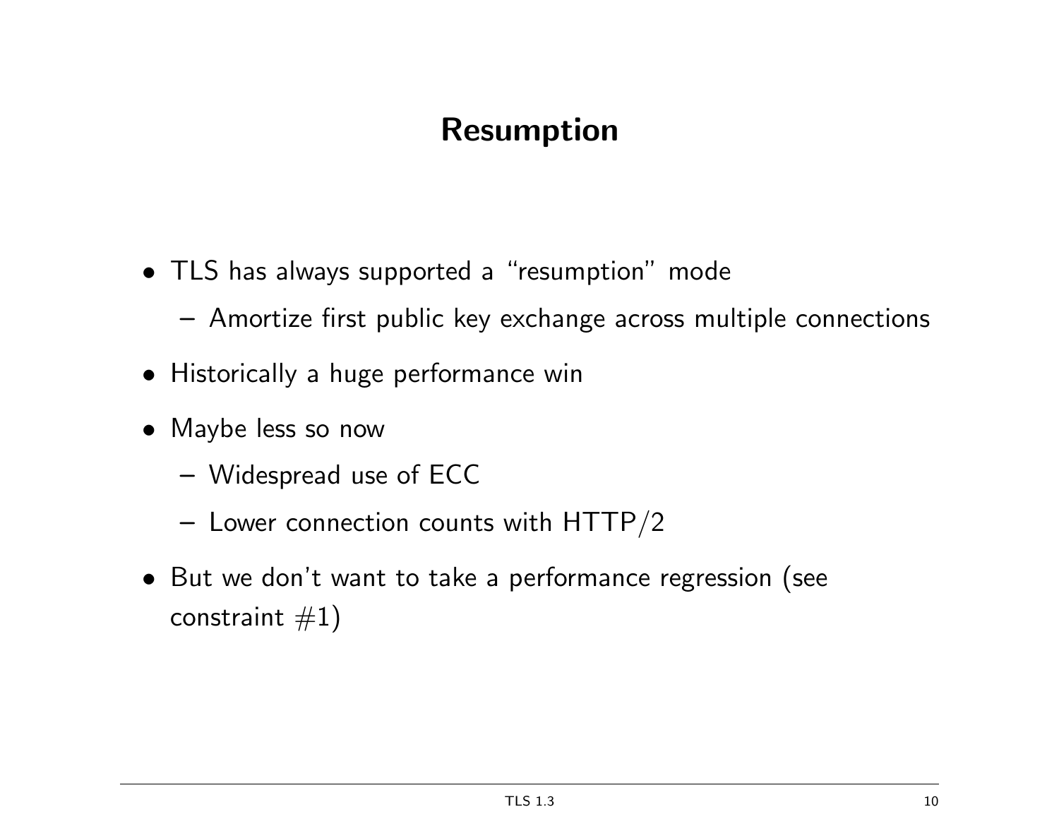# Resumption

- TLS has always supported a "resumption" mode
  - Amortize first public key exchange across multiple connections
- Historically a huge performance win
- Maybe less so now
  - Widespread use of ECC
  - Lower connection counts with HTTP/2
- But we don't want to take a performance regression (see constraint #1)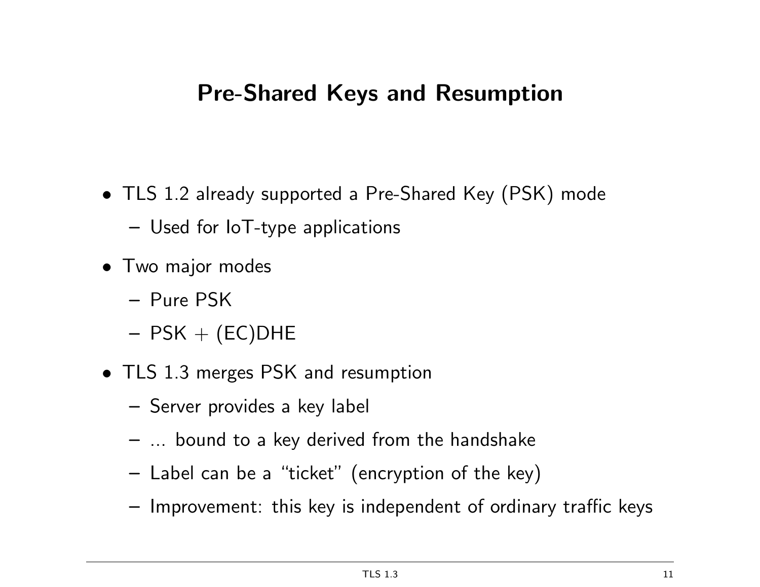# Pre-Shared Keys and Resumption

- TLS 1.2 already supported a Pre-Shared Key (PSK) mode
  - Used for IoT-type applications
- Two major modes
  - Pure PSK
  - PSK + (EC)DHE
- TLS 1.3 merges PSK and resumption
  - Server provides a key label
  - ... bound to a key derived from the handshake
  - Label can be a "ticket" (encryption of the key)
  - Improvement: this key is independent of ordinary traffic keys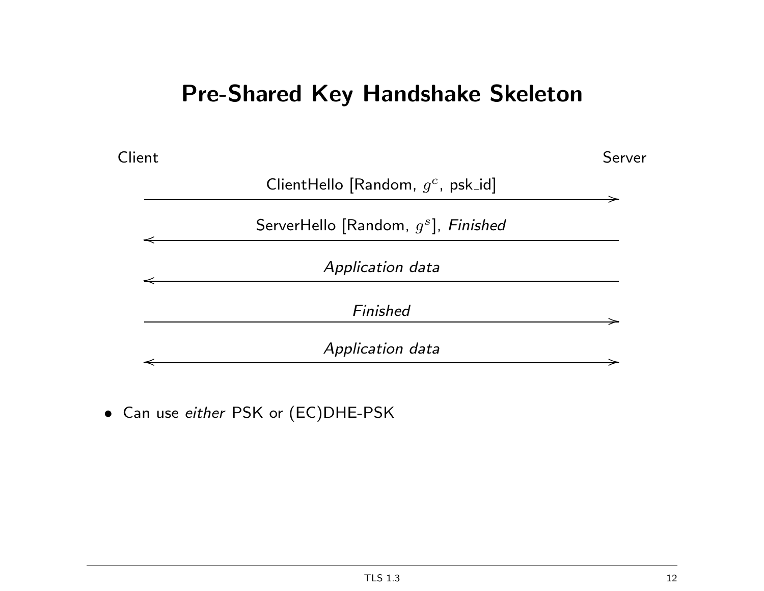# Pre-Shared Key Handshake Skeleton

Client → Server: ClientHello [Random, $g^c$, psk_id]

Server → Client: ServerHello [Random, $g^s$], *Finished*

Server → Client: *Application data*

Client → Server: *Finished*

Client ↔ Server: *Application data*

- Can use *either* PSK or (EC)DHE-PSK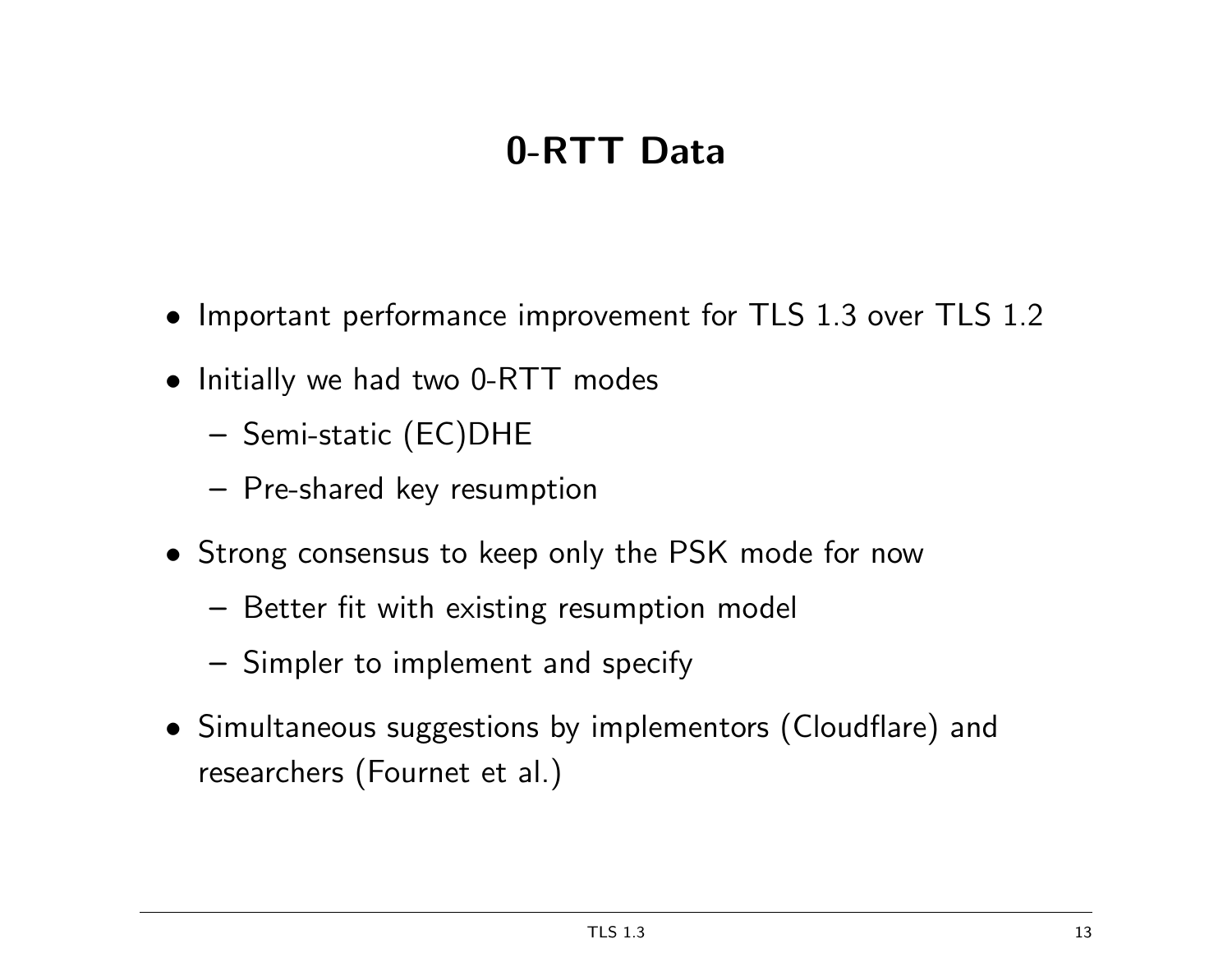# 0-RTT Data

- Important performance improvement for TLS 1.3 over TLS 1.2
- Initially we had two 0-RTT modes
  - Semi-static (EC)DHE
  - Pre-shared key resumption
- Strong consensus to keep only the PSK mode for now
  - Better fit with existing resumption model
  - Simpler to implement and specify
- Simultaneous suggestions by implementors (Cloudflare) and researchers (Fournet et al.)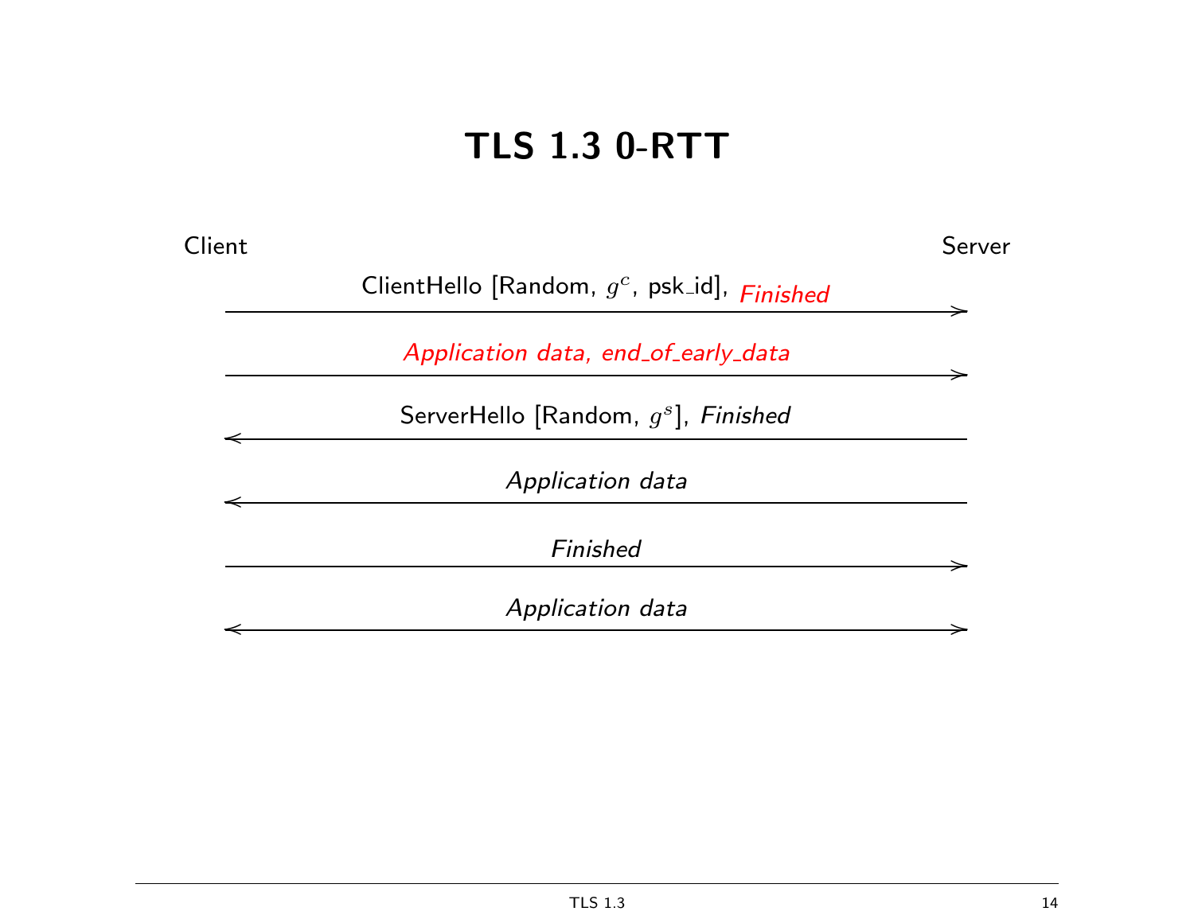# TLS 1.3 0-RTT

Client → Server: ClientHello [Random, $g^c$, psk_id], *Finished*

Client → Server: *Application data, end_of_early_data*

Server → Client: ServerHello [Random, $g^s$], *Finished*

Server → Client: *Application data*

Client → Server: *Finished*

Client ↔ Server: *Application data*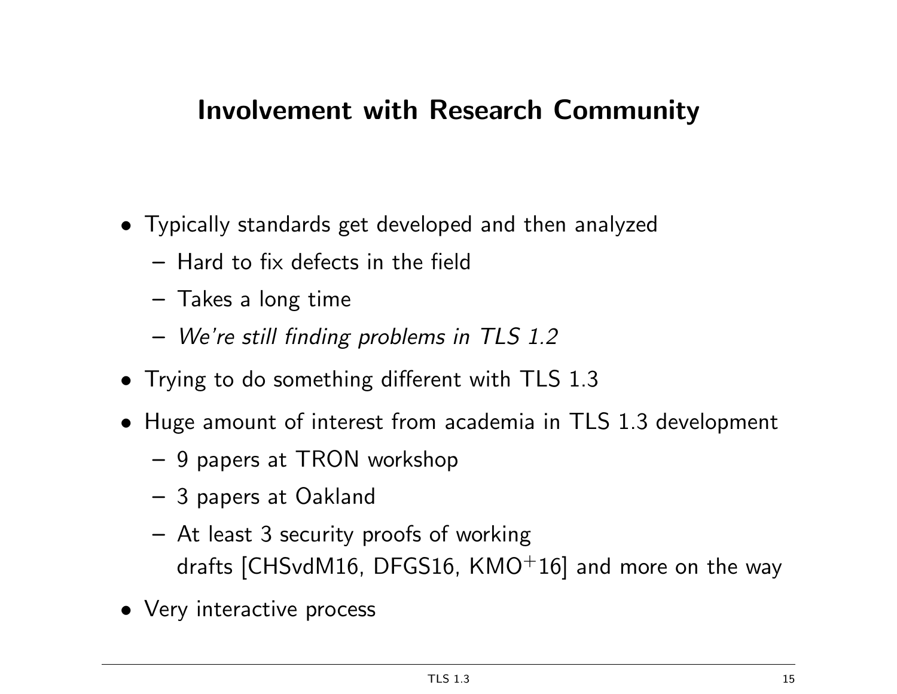# Involvement with Research Community

- Typically standards get developed and then analyzed
  - Hard to fix defects in the field
  - Takes a long time
  - *We're still finding problems in TLS 1.2*
- Trying to do something different with TLS 1.3
- Huge amount of interest from academia in TLS 1.3 development
  - 9 papers at TRON workshop
  - 3 papers at Oakland
  - At least 3 security proofs of working drafts [CHSvdM16, DFGS16, KMO$^{+}$16] and more on the way
- Very interactive process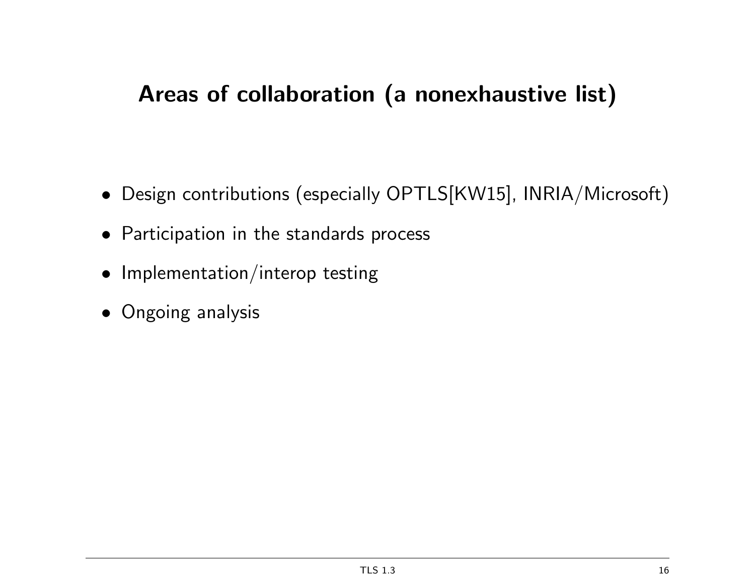## Areas of collaboration (a nonexhaustive list)

- Design contributions (especially OPTLS[KW15], INRIA/Microsoft)
- Participation in the standards process
- Implementation/interop testing
- Ongoing analysis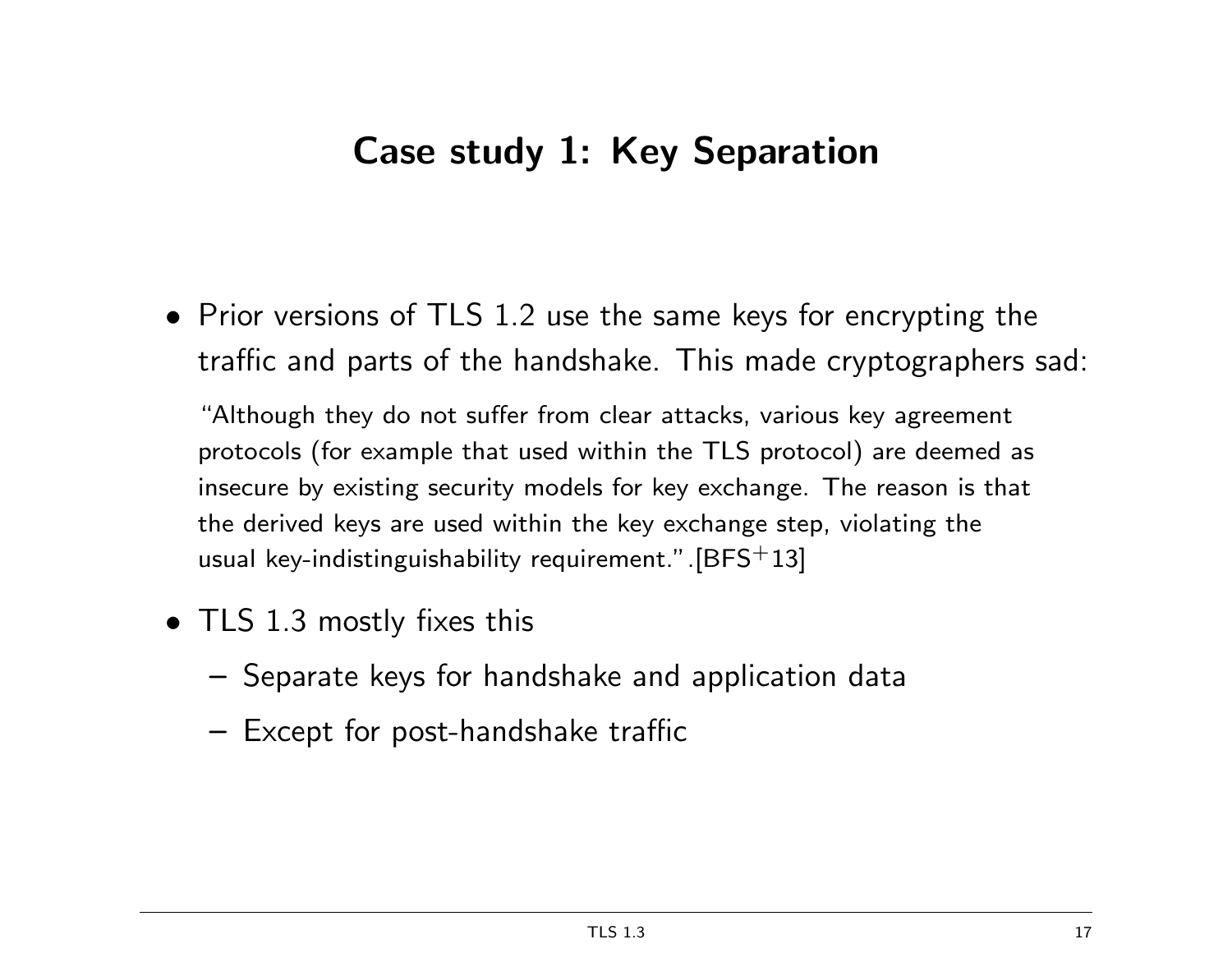# Case study 1: Key Separation

- Prior versions of TLS 1.2 use the same keys for encrypting the traffic and parts of the handshake. This made cryptographers sad:

  "Although they do not suffer from clear attacks, various key agreement protocols (for example that used within the TLS protocol) are deemed as insecure by existing security models for key exchange. The reason is that the derived keys are used within the key exchange step, violating the usual key-indistinguishability requirement.".[BFS+13]

- TLS 1.3 mostly fixes this
  - Separate keys for handshake and application data
  - Except for post-handshake traffic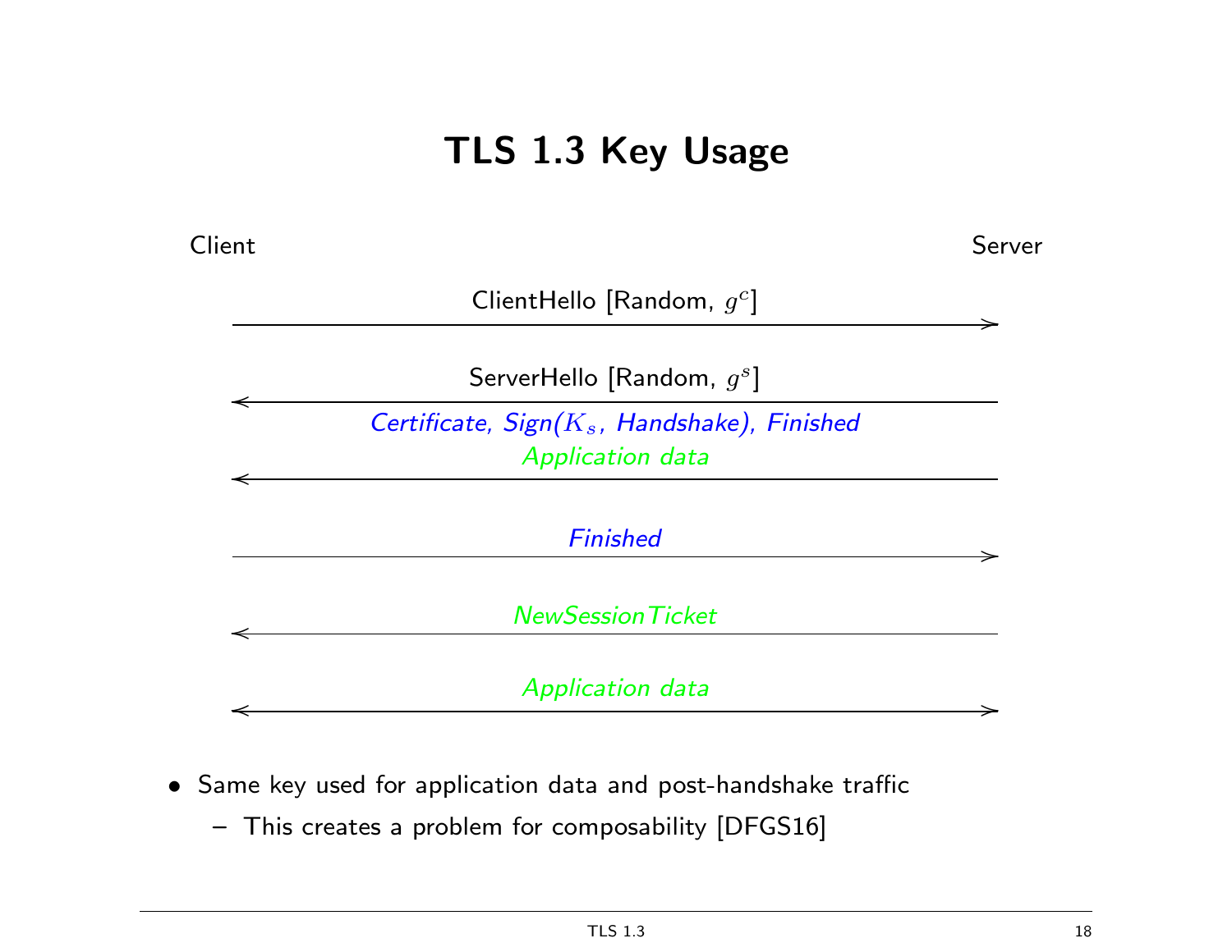# TLS 1.3 Key Usage

Client → Server: ClientHello [Random, $g^c$]

Server → Client: ServerHello [Random, $g^s$]

Server → Client: *Certificate, Sign($K_s$, Handshake), Finished*
*Application data*

Client → Server: *Finished*

Server → Client: *NewSessionTicket*

Client ↔ Server: *Application data*

- Same key used for application data and post-handshake traffic
  - This creates a problem for composability [DFGS16]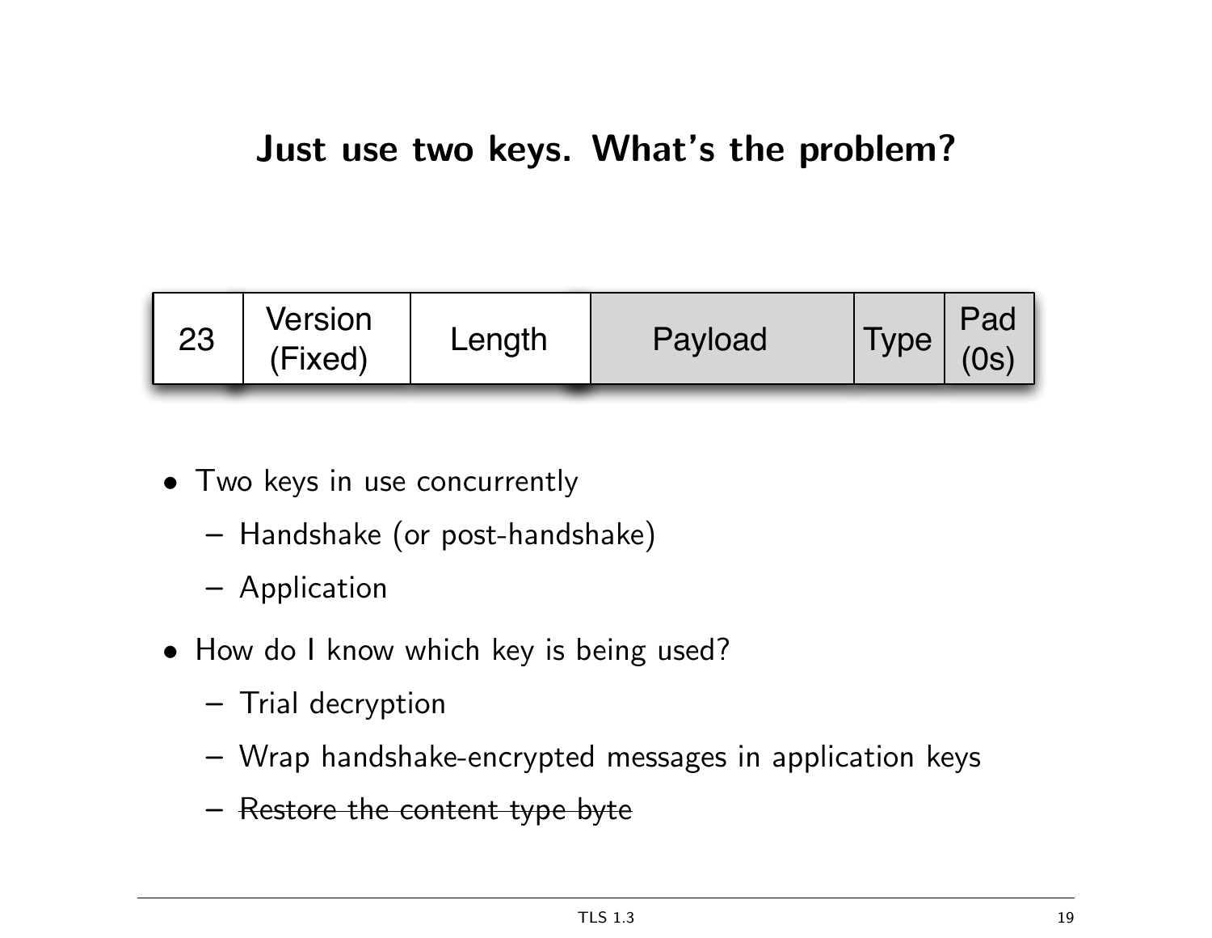## Just use two keys. What's the problem?

| 23 | Version (Fixed) | Length | Payload | Type | Pad (0s) |
|---|---|---|---|---|---|

- Two keys in use concurrently
  - Handshake (or post-handshake)
  - Application
- How do I know which key is being used?
  - Trial decryption
  - Wrap handshake-encrypted messages in application keys
  - ~~Restore the content type byte~~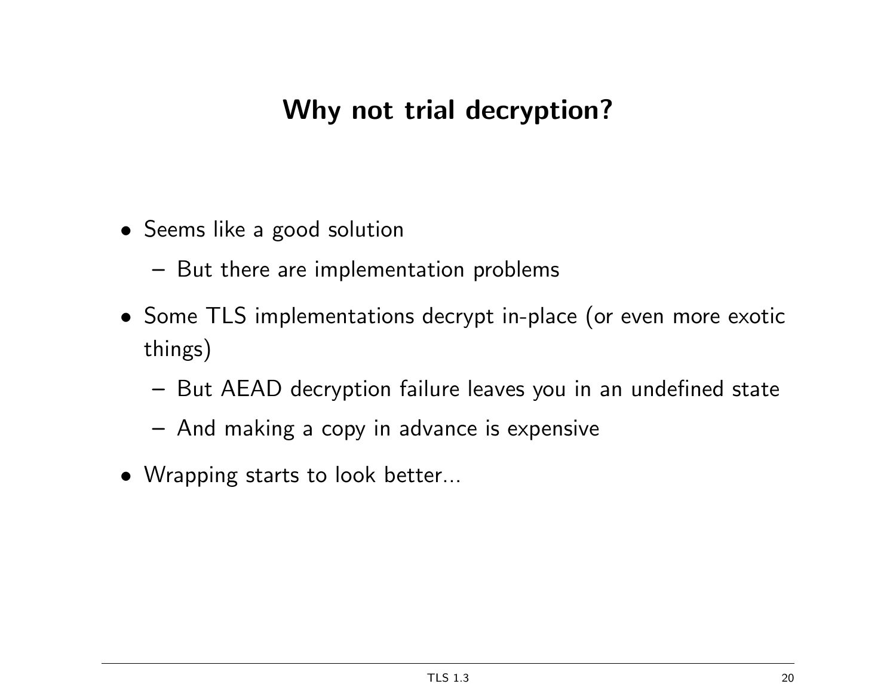# Why not trial decryption?

- Seems like a good solution
  - But there are implementation problems
- Some TLS implementations decrypt in-place (or even more exotic things)
  - But AEAD decryption failure leaves you in an undefined state
  - And making a copy in advance is expensive
- Wrapping starts to look better...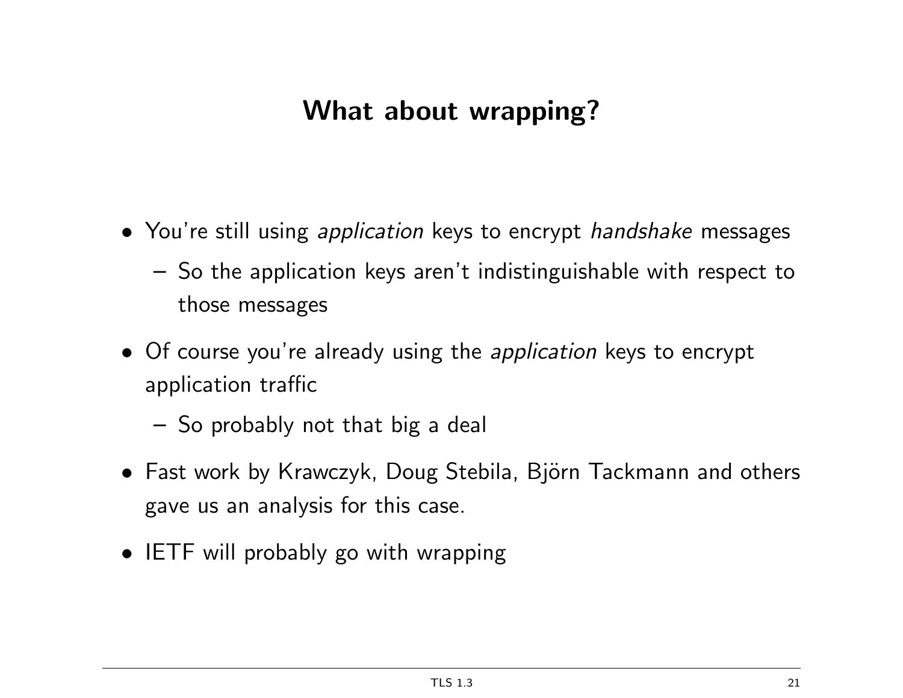# What about wrapping?

- You're still using *application* keys to encrypt *handshake* messages
  - So the application keys aren't indistinguishable with respect to those messages
- Of course you're already using the *application* keys to encrypt application traffic
  - So probably not that big a deal
- Fast work by Krawczyk, Doug Stebila, Björn Tackmann and others gave us an analysis for this case.
- IETF will probably go with wrapping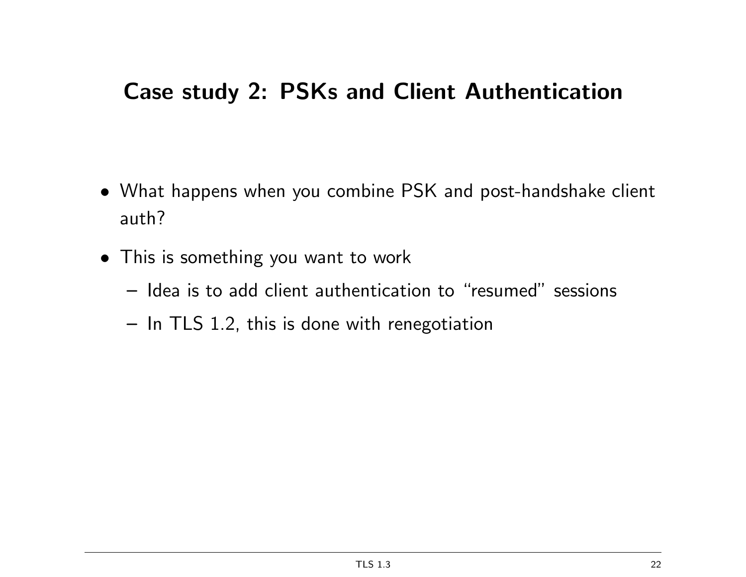## Case study 2: PSKs and Client Authentication

- What happens when you combine PSK and post-handshake client auth?
- This is something you want to work
  - Idea is to add client authentication to "resumed" sessions
  - In TLS 1.2, this is done with renegotiation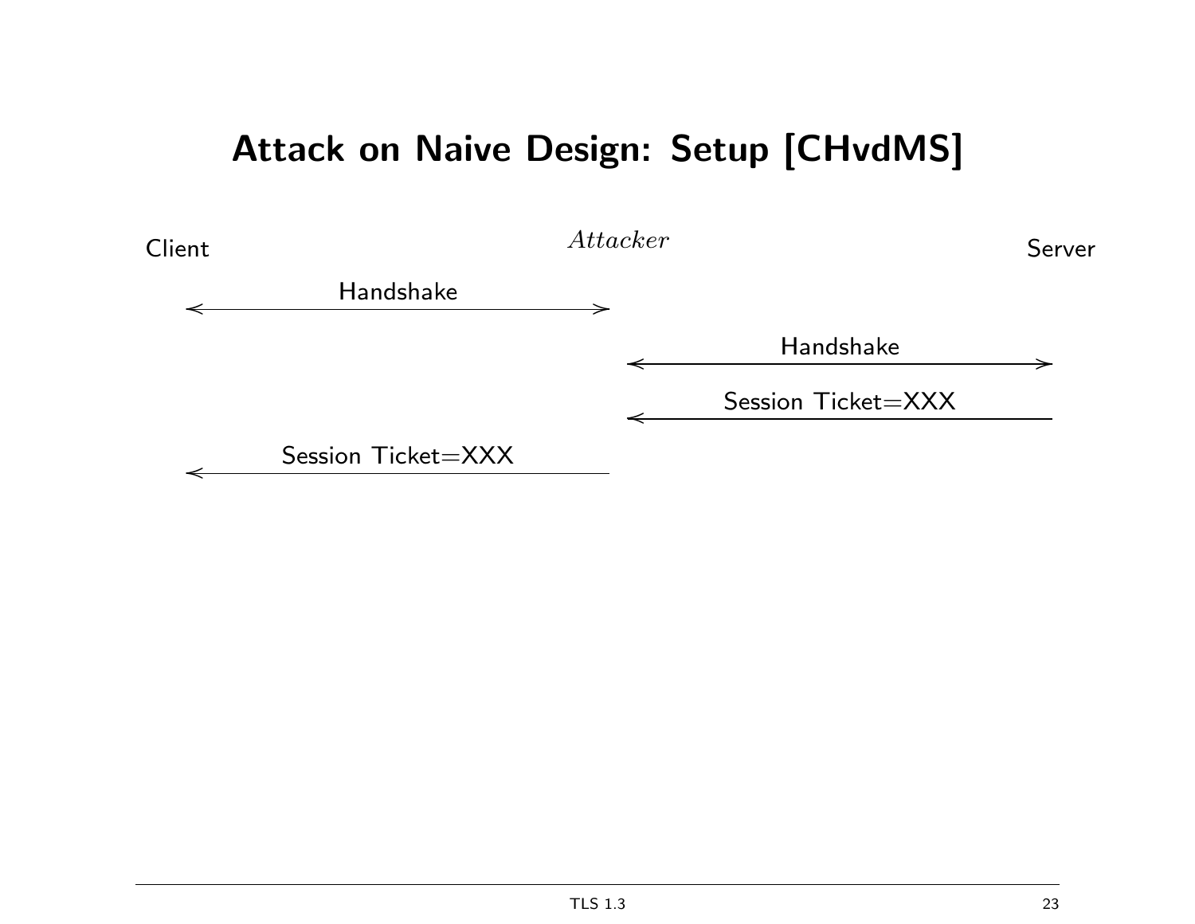# Attack on Naive Design: Setup [CHvdMS]

Client — *Attacker* — Server

- Client ⟷ Attacker: Handshake
- Attacker ⟷ Server: Handshake
- Server → Attacker: Session Ticket=XXX
- Attacker → Client: Session Ticket=XXX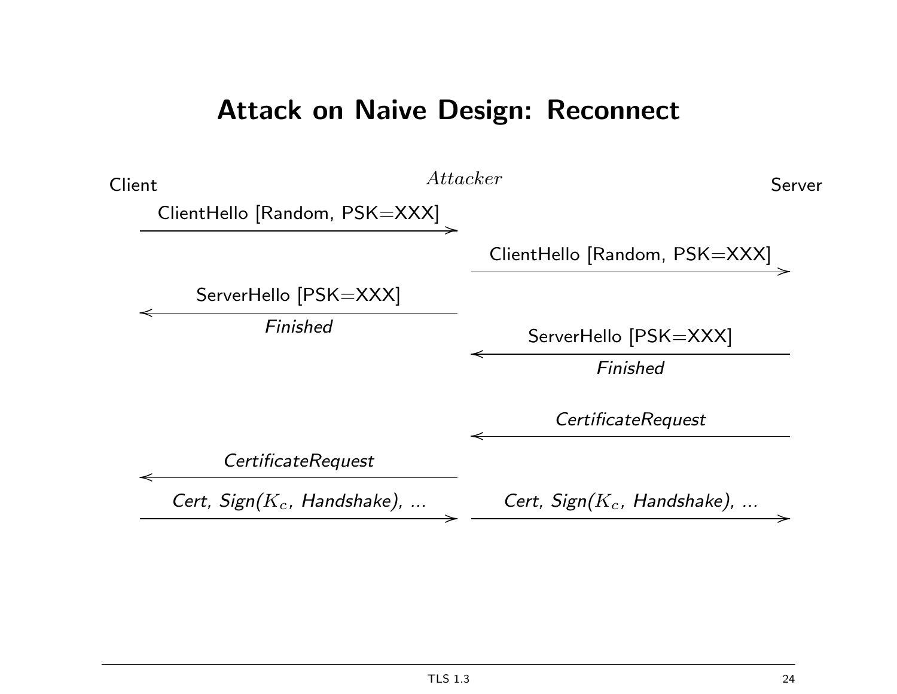# Attack on Naive Design: Reconnect

Client | *Attacker* | Server

Client → Attacker: ClientHello [Random, PSK=XXX]

Attacker → Server: ClientHello [Random, PSK=XXX]

Attacker → Client: ServerHello [PSK=XXX], *Finished*

Server → Attacker: ServerHello [PSK=XXX], *Finished*

Server → Attacker: *CertificateRequest*

Attacker → Client: *CertificateRequest*

Client → Attacker: *Cert, Sign($K_c$, Handshake), ...*

Attacker → Server: *Cert, Sign($K_c$, Handshake), ...*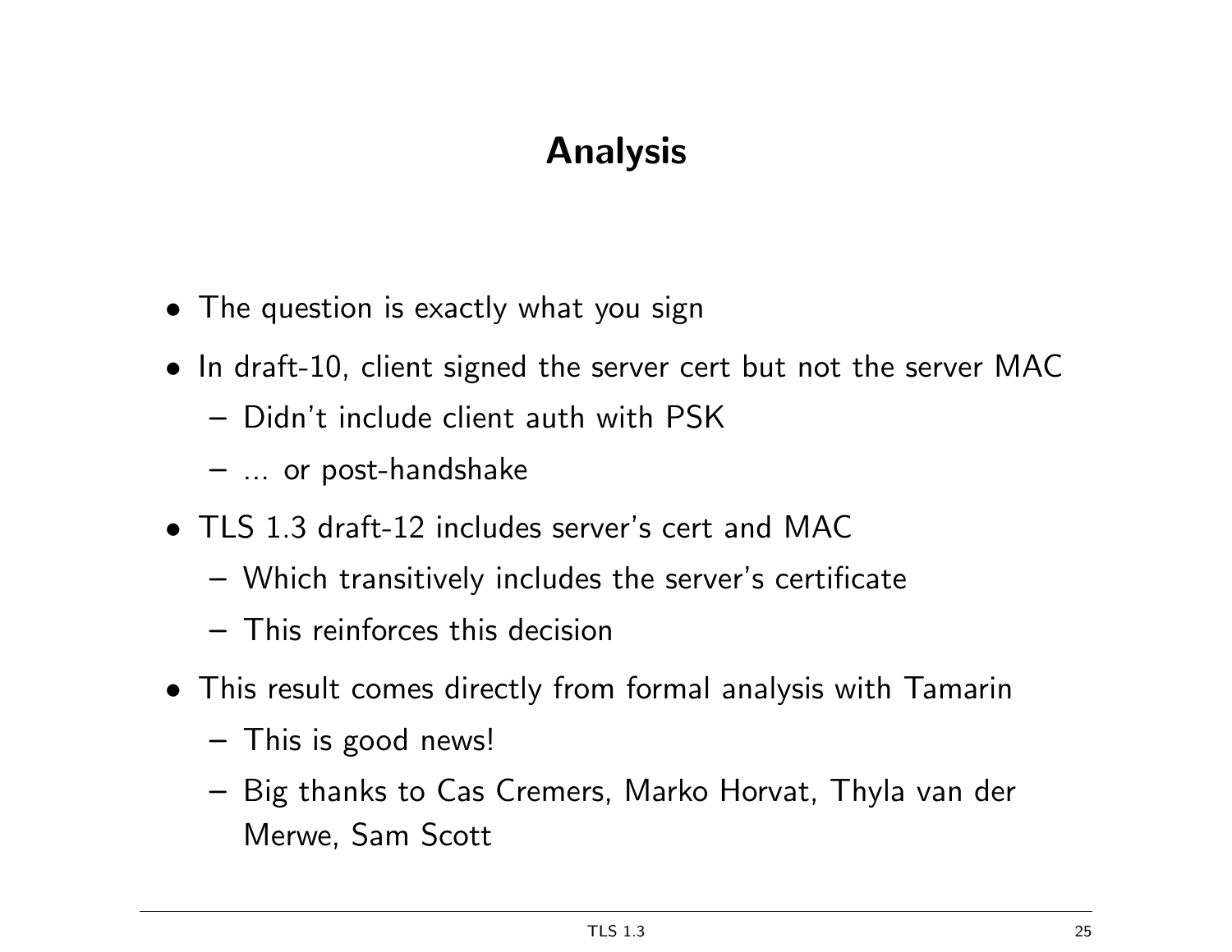# Analysis

- The question is exactly what you sign
- In draft-10, client signed the server cert but not the server MAC
  - Didn't include client auth with PSK
  - ... or post-handshake
- TLS 1.3 draft-12 includes server's cert and MAC
  - Which transitively includes the server's certificate
  - This reinforces this decision
- This result comes directly from formal analysis with Tamarin
  - This is good news!
  - Big thanks to Cas Cremers, Marko Horvat, Thyla van der Merwe, Sam Scott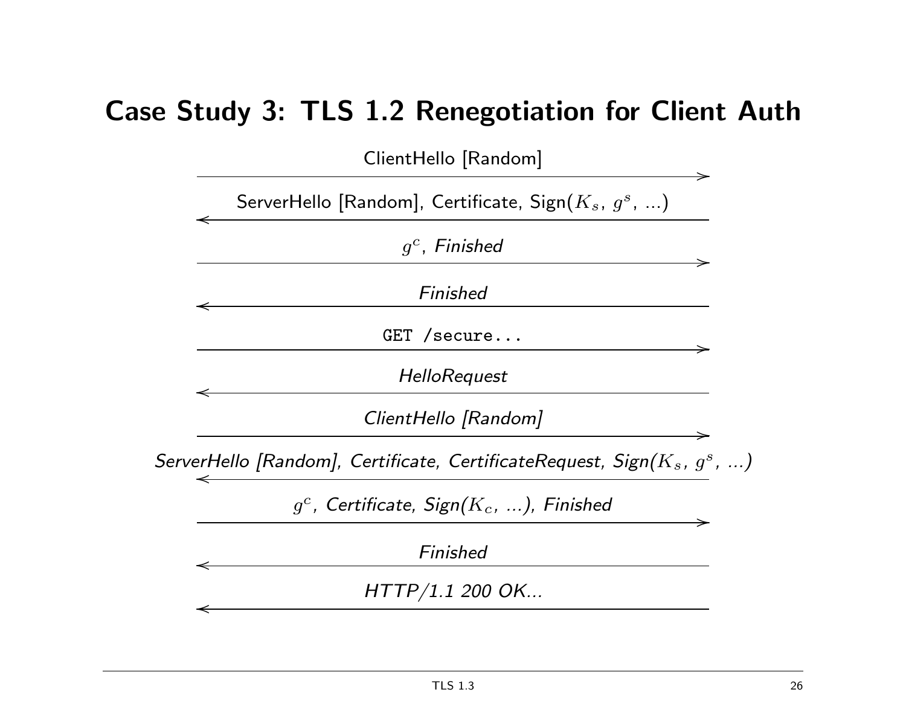# Case Study 3: TLS 1.2 Renegotiation for Client Auth

ClientHello [Random] →

← ServerHello [Random], Certificate, Sign($K_s$, $g^s$, ...)

$g^c$, *Finished* →

← *Finished*

`GET /secure...` →

← *HelloRequest*

*ClientHello [Random]* →

← *ServerHello [Random], Certificate, CertificateRequest, Sign($K_s$, $g^s$, ...)*

$g^c$, *Certificate, Sign($K_c$, ...), Finished* →

← *Finished*

← *HTTP/1.1 200 OK...*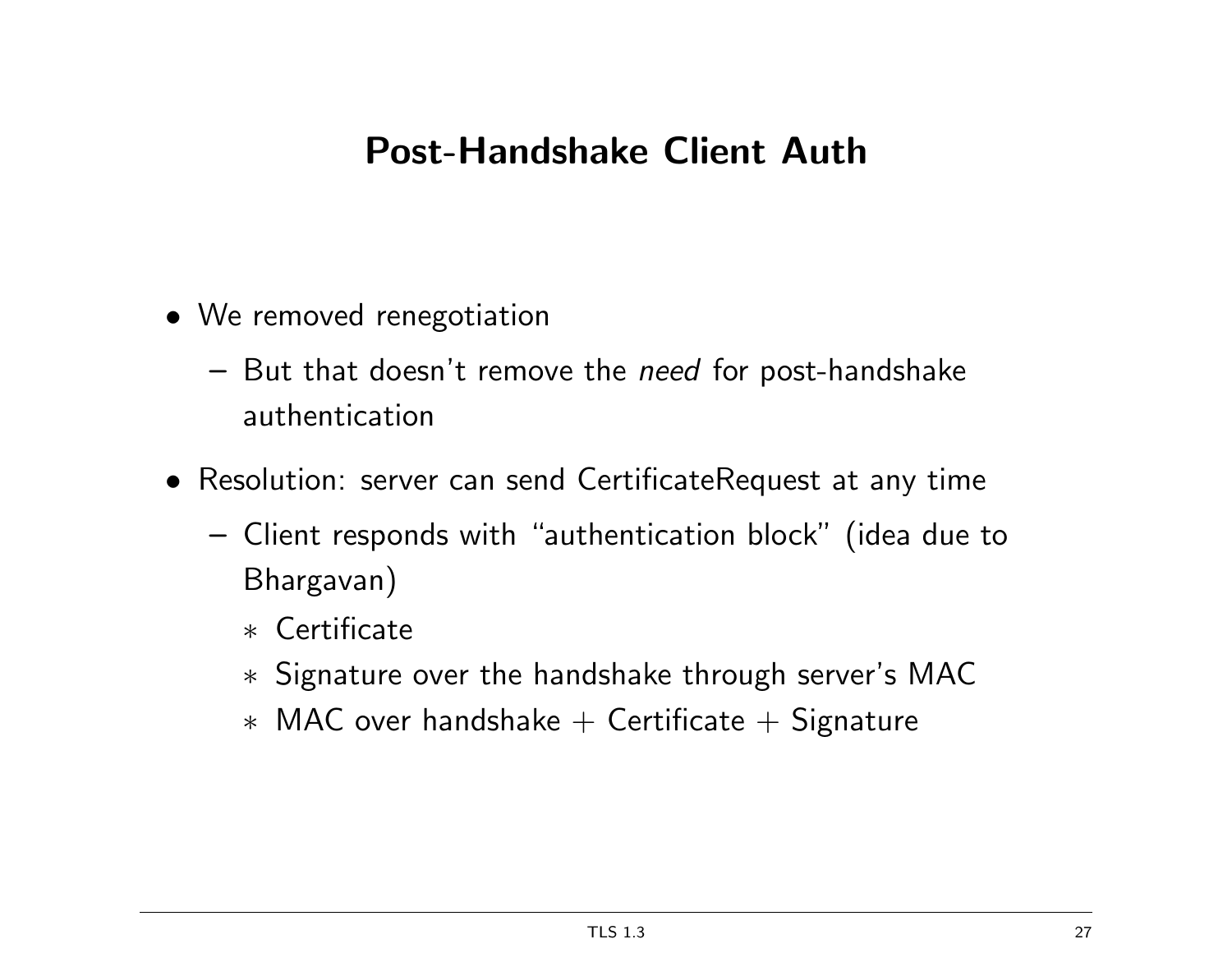# Post-Handshake Client Auth

- We removed renegotiation
  - But that doesn't remove the *need* for post-handshake authentication
- Resolution: server can send CertificateRequest at any time
  - Client responds with "authentication block" (idea due to Bhargavan)
    - Certificate
    - Signature over the handshake through server's MAC
    - MAC over handshake + Certificate + Signature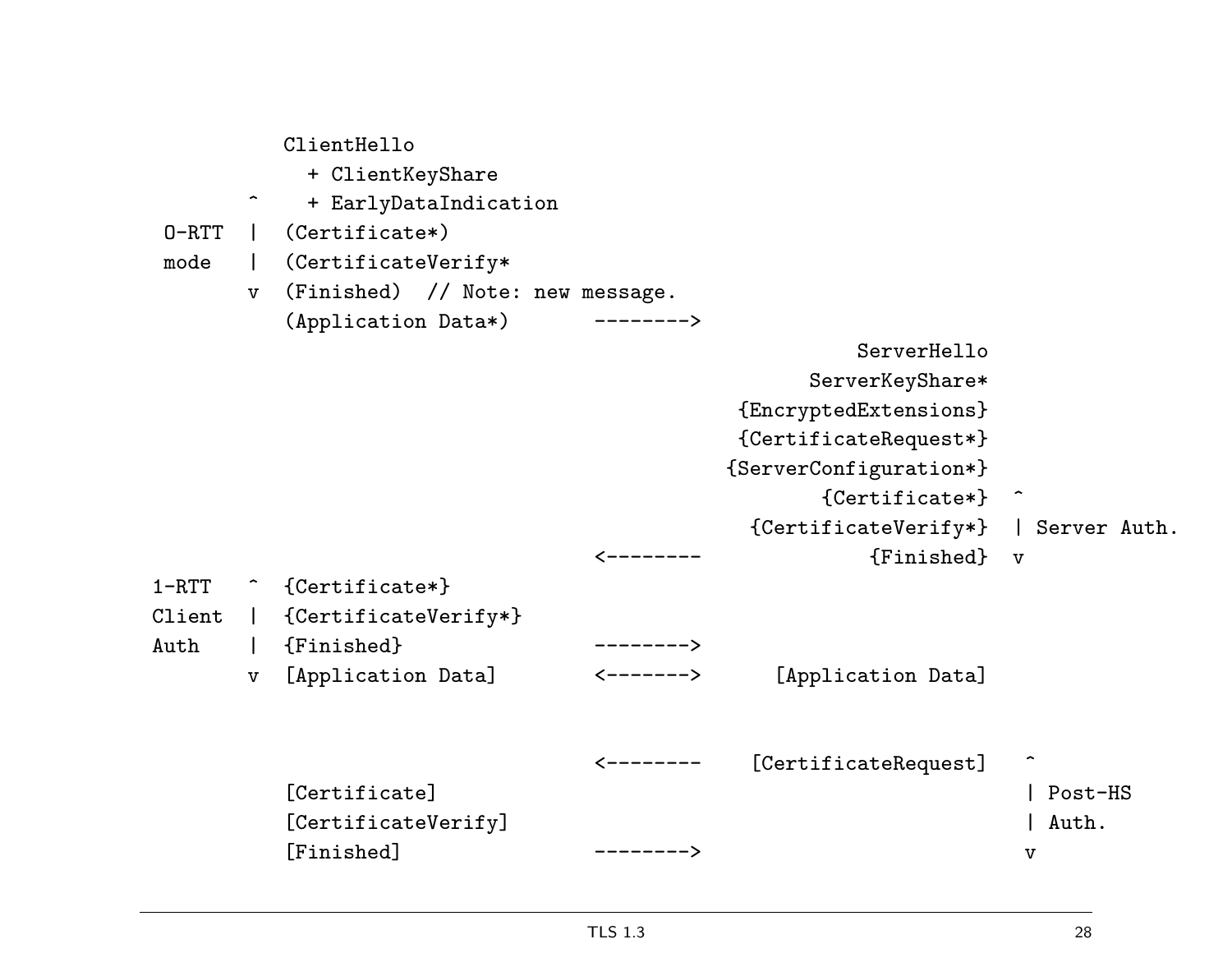```
         ClientHello
           + ClientKeyShare
      ^    + EarlyDataIndication
 0-RTT |  (Certificate*)
 mode  |  (CertificateVerify*
      v   (Finished)  // Note: new message.
          (Application Data*)       -------->
                                                       ServerHello
                                                   ServerKeyShare*
                                             {EncryptedExtensions}
                                              {CertificateRequest*}
                                             {ServerConfiguration*}
                                                    {Certificate*}  ^
                                              {CertificateVerify*}  | Server Auth.
                                    <--------           {Finished}  v
1-RTT  ^  {Certificate*}
Client |  {CertificateVerify*}
Auth   |  {Finished}                -------->
       v  [Application Data]        <------->     [Application Data]


                                    <--------    [CertificateRequest]   ^
          [Certificate]                                                 | Post-HS
          [CertificateVerify]                                           | Auth.
          [Finished]                -------->                           v
```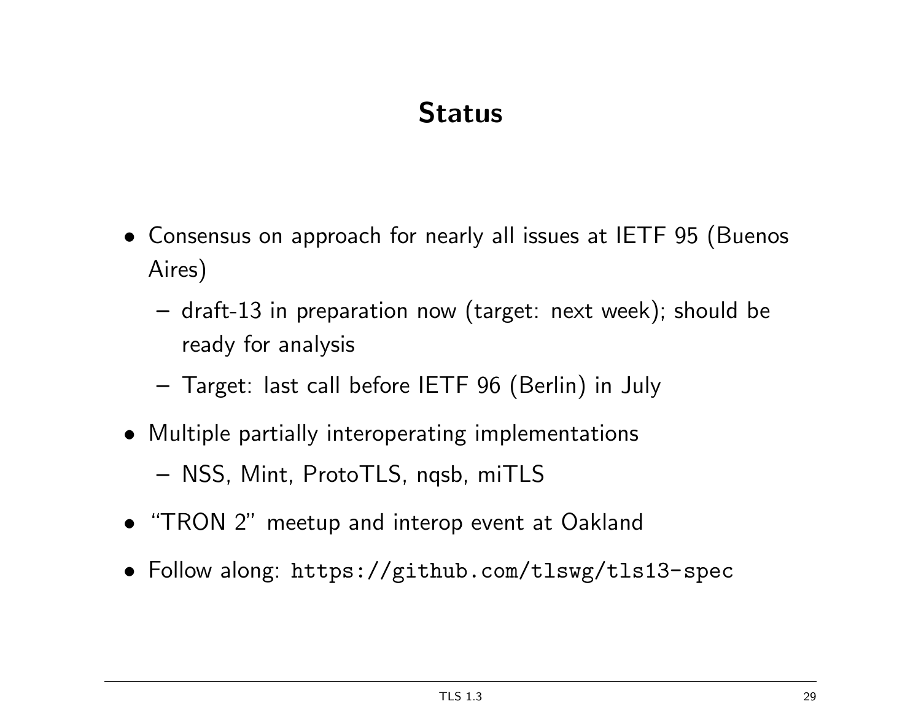# Status

- Consensus on approach for nearly all issues at IETF 95 (Buenos Aires)
  - draft-13 in preparation now (target: next week); should be ready for analysis
  - Target: last call before IETF 96 (Berlin) in July
- Multiple partially interoperating implementations
  - NSS, Mint, ProtoTLS, nqsb, miTLS
- "TRON 2" meetup and interop event at Oakland
- Follow along: `https://github.com/tlswg/tls13-spec`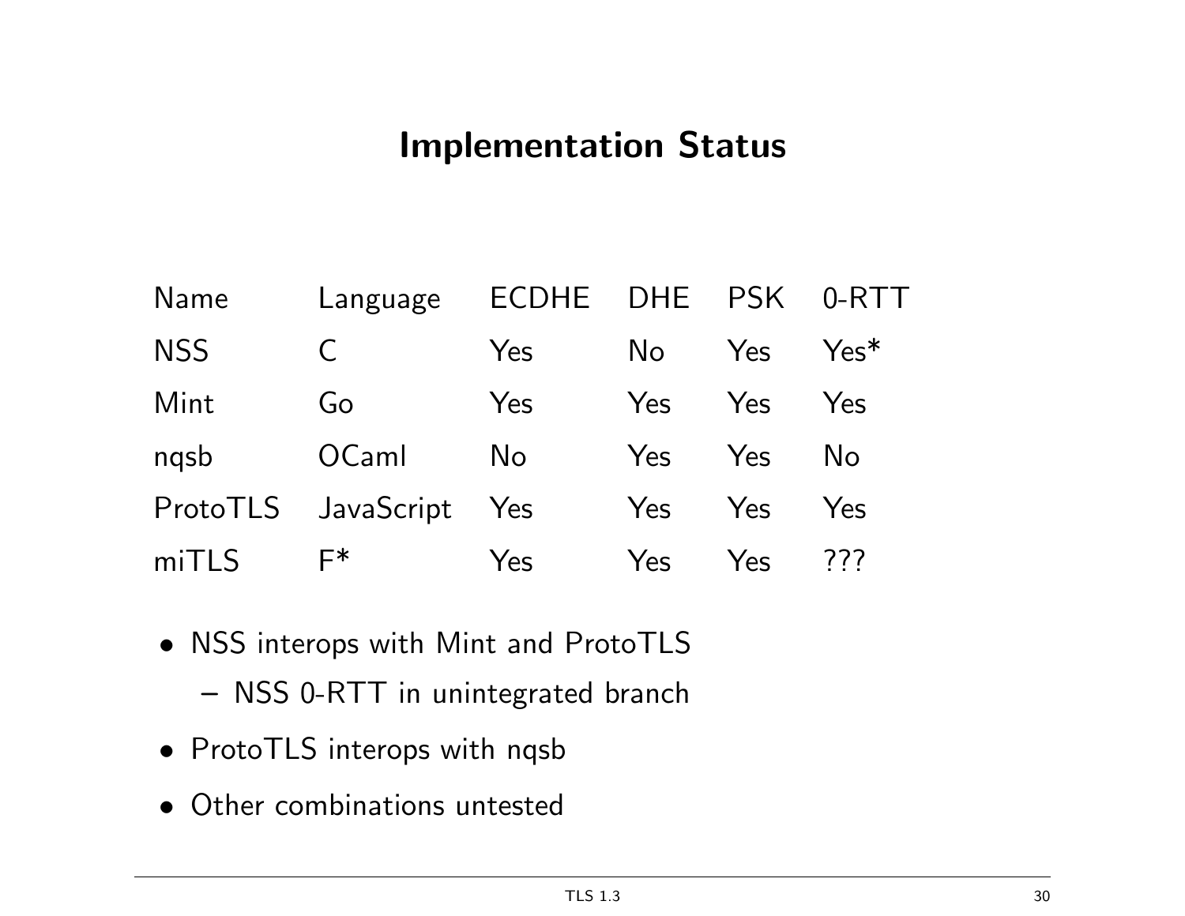# Implementation Status

| Name | Language | ECDHE | DHE | PSK | 0-RTT |
|---|---|---|---|---|---|
| NSS | C | Yes | No | Yes | Yes* |
| Mint | Go | Yes | Yes | Yes | Yes |
| nqsb | OCaml | No | Yes | Yes | No |
| ProtoTLS | JavaScript | Yes | Yes | Yes | Yes |
| miTLS | F* | Yes | Yes | Yes | ??? |

- NSS interops with Mint and ProtoTLS
  - NSS 0-RTT in unintegrated branch
- ProtoTLS interops with nqsb
- Other combinations untested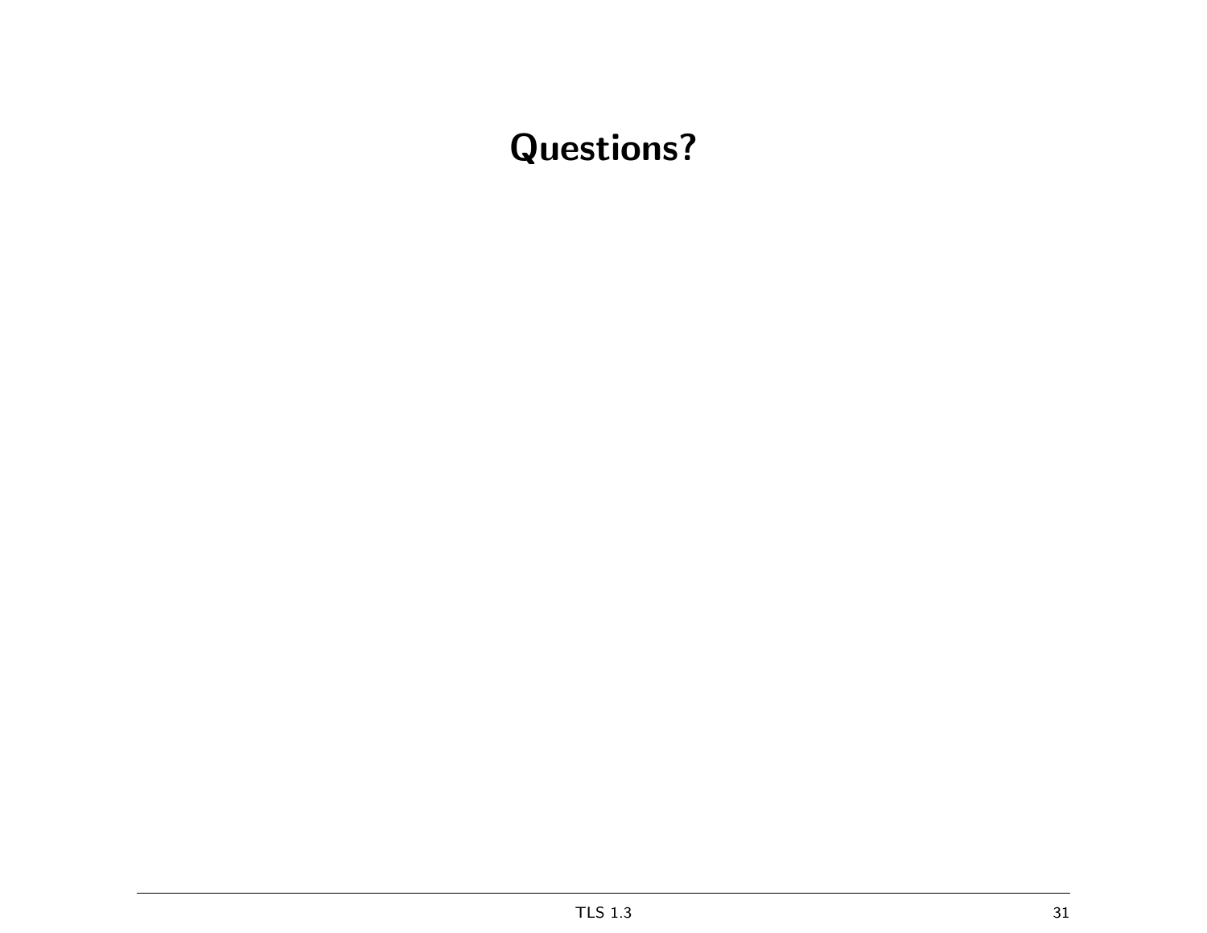# Questions?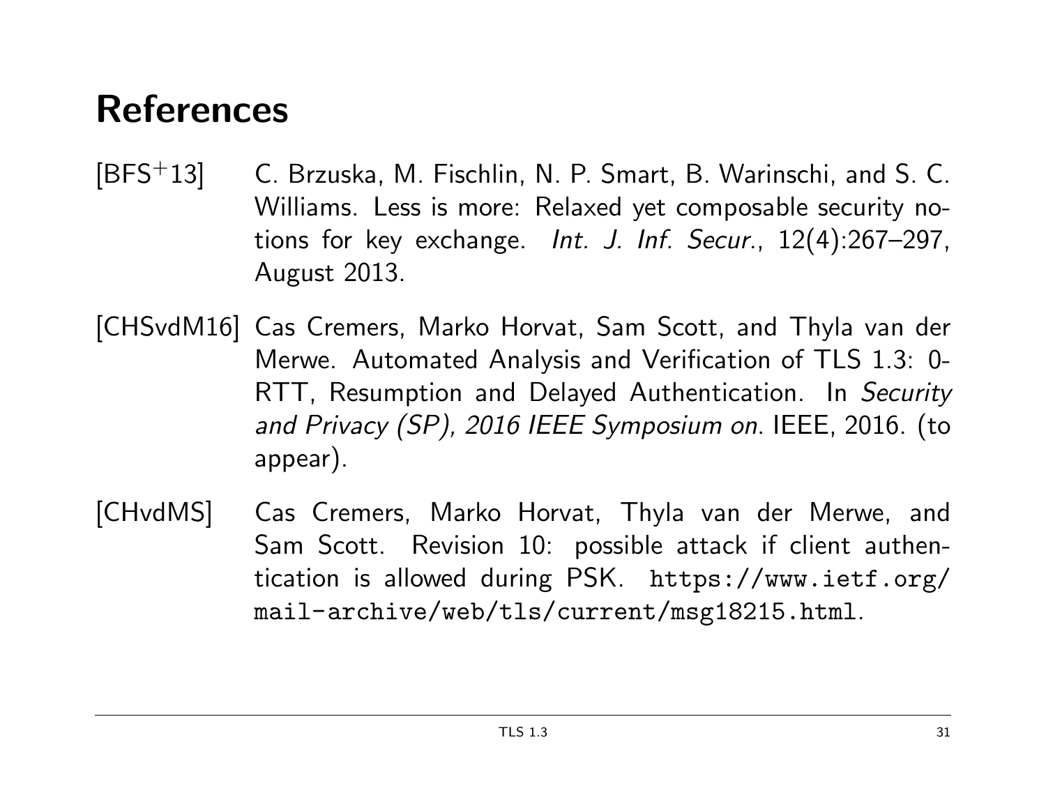# References

[BFS+13] C. Brzuska, M. Fischlin, N. P. Smart, B. Warinschi, and S. C. Williams. Less is more: Relaxed yet composable security notions for key exchange. *Int. J. Inf. Secur.*, 12(4):267–297, August 2013.

[CHSvdM16] Cas Cremers, Marko Horvat, Sam Scott, and Thyla van der Merwe. Automated Analysis and Verification of TLS 1.3: 0-RTT, Resumption and Delayed Authentication. In *Security and Privacy (SP), 2016 IEEE Symposium on*. IEEE, 2016. (to appear).

[CHvdMS] Cas Cremers, Marko Horvat, Thyla van der Merwe, and Sam Scott. Revision 10: possible attack if client authentication is allowed during PSK. `https://www.ietf.org/mail-archive/web/tls/current/msg18215.html`.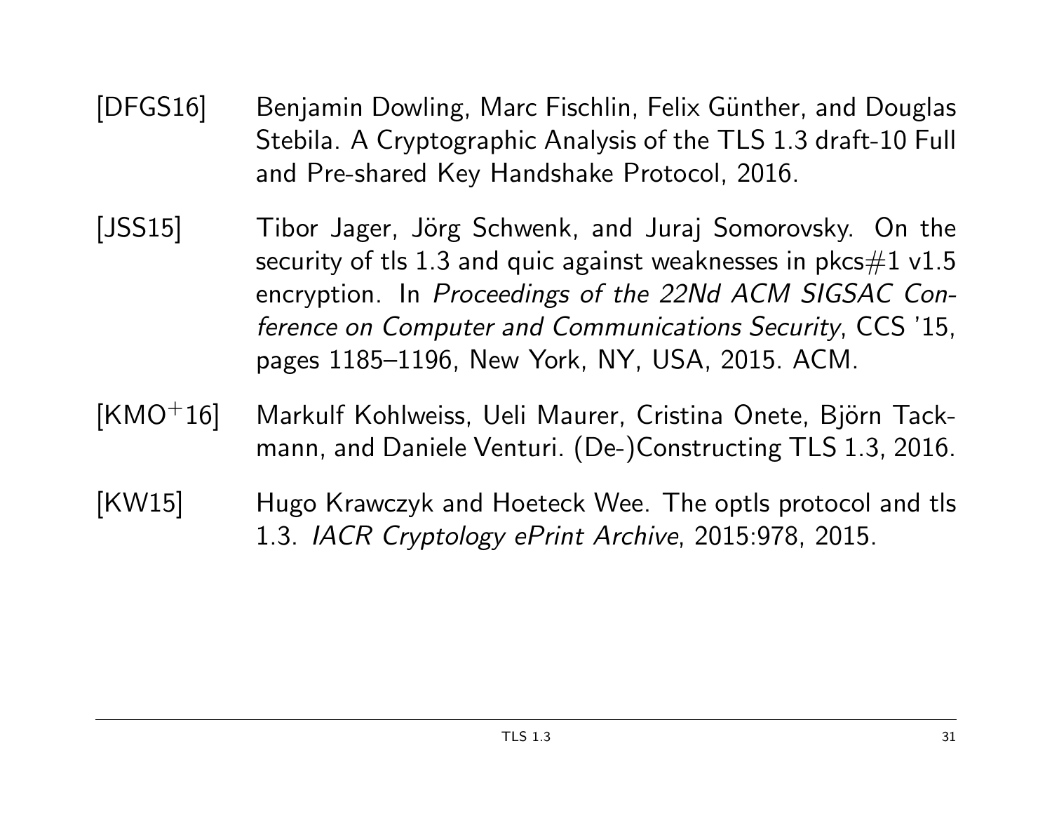[DFGS16] Benjamin Dowling, Marc Fischlin, Felix Günther, and Douglas Stebila. A Cryptographic Analysis of the TLS 1.3 draft-10 Full and Pre-shared Key Handshake Protocol, 2016.

[JSS15] Tibor Jager, Jörg Schwenk, and Juraj Somorovsky. On the security of tls 1.3 and quic against weaknesses in pkcs#1 v1.5 encryption. In *Proceedings of the 22Nd ACM SIGSAC Conference on Computer and Communications Security*, CCS '15, pages 1185–1196, New York, NY, USA, 2015. ACM.

[KMO+16] Markulf Kohlweiss, Ueli Maurer, Cristina Onete, Björn Tackmann, and Daniele Venturi. (De-)Constructing TLS 1.3, 2016.

[KW15] Hugo Krawczyk and Hoeteck Wee. The optls protocol and tls 1.3. *IACR Cryptology ePrint Archive*, 2015:978, 2015.